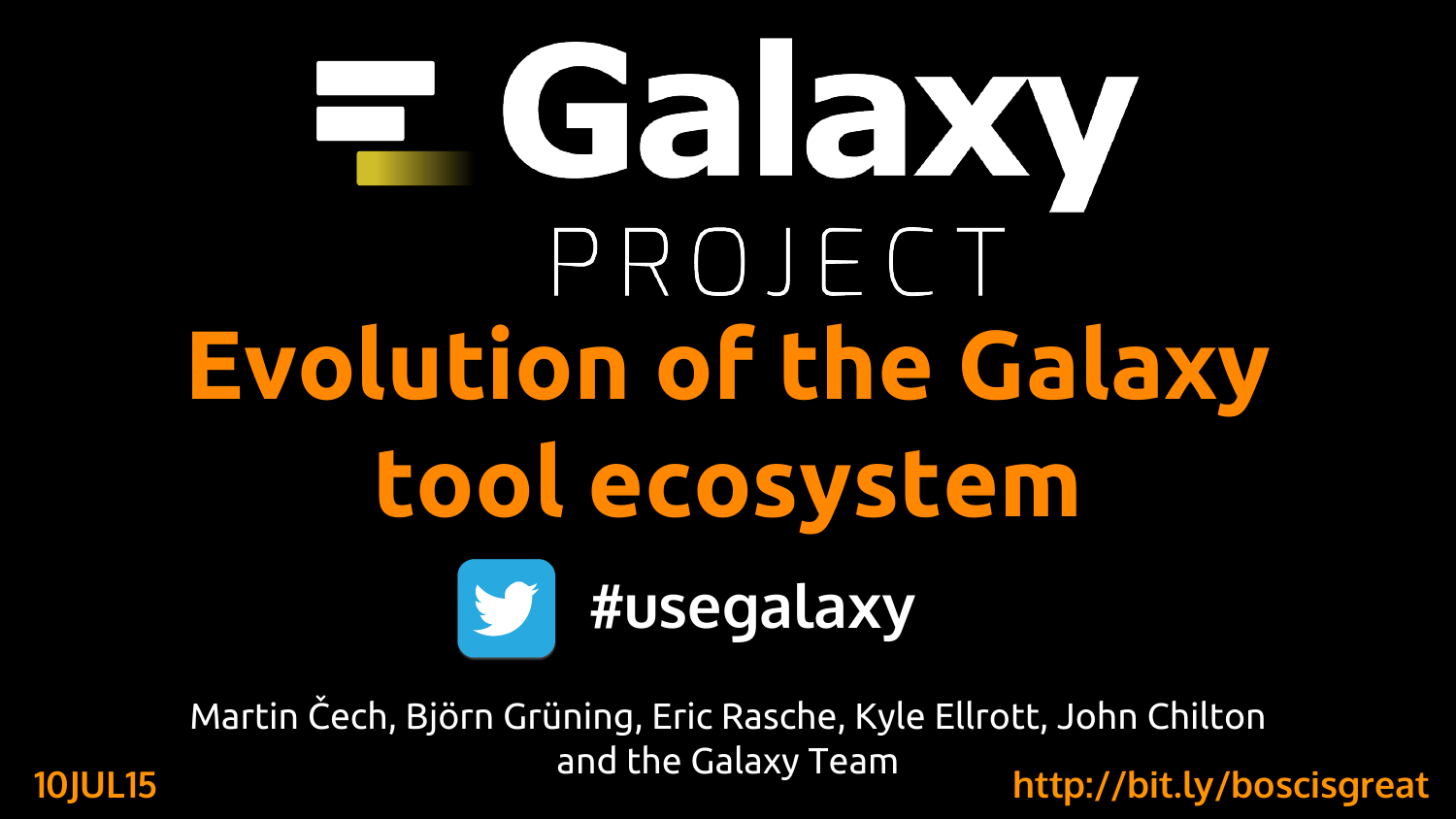# Galaxy PROJECT

# Evolution of the Galaxy tool ecosystem

#usegalaxy

Martin Čech, Björn Grüning, Eric Rasche, Kyle Ellrott, John Chilton and the Galaxy Team

10JUL15

http://bit.ly/boscisgreat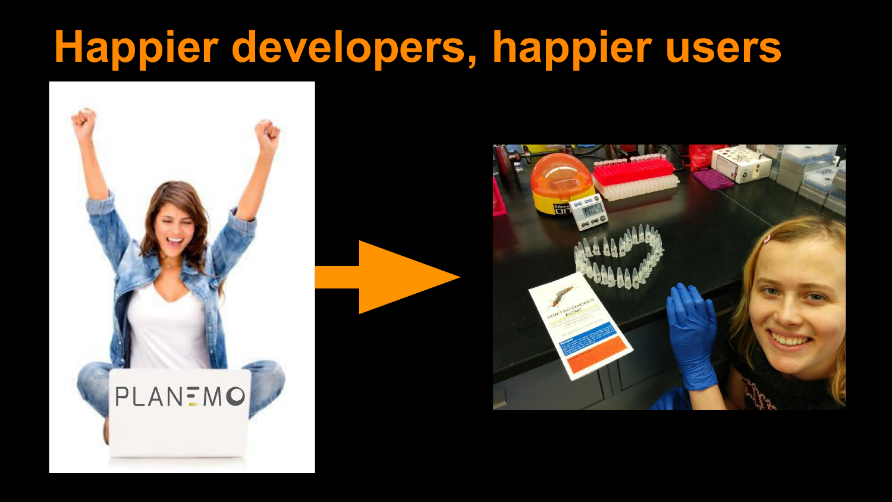# Happier developers, happier users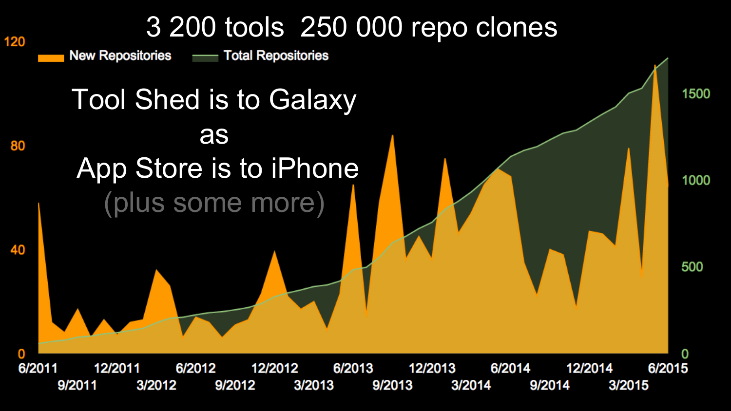# 3 200 tools 250 000 repo clones

Tool Shed is to Galaxy
as
App Store is to iPhone
(plus some more)

New Repositories — Total Repositories

120
80
40
0

1500
1000
500
0

6/2011 9/2011 12/2011 3/2012 6/2012 9/2012 12/2012 3/2013 6/2013 9/2013 12/2013 3/2014 6/2014 9/2014 12/2014 3/2015 6/2015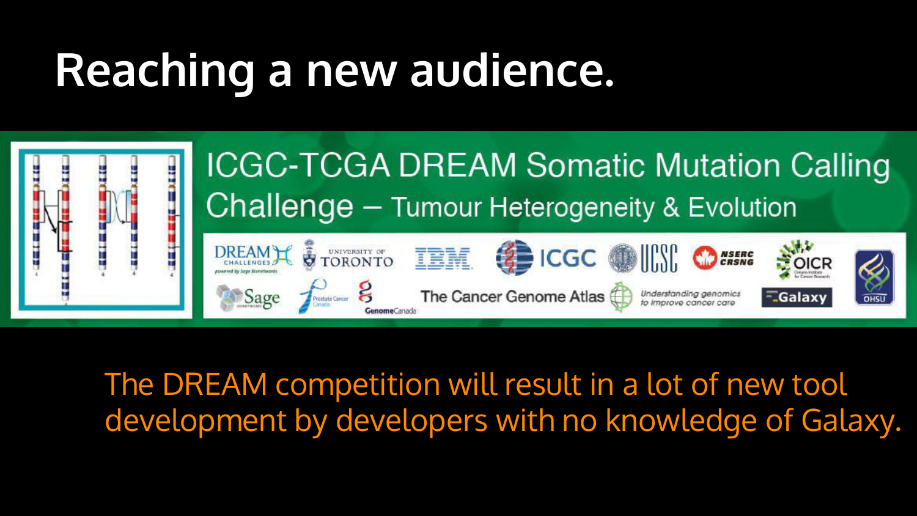# Reaching a new audience.

ICGC-TCGA DREAM Somatic Mutation Calling Challenge – Tumour Heterogeneity & Evolution

The DREAM competition will result in a lot of new tool development by developers with no knowledge of Galaxy.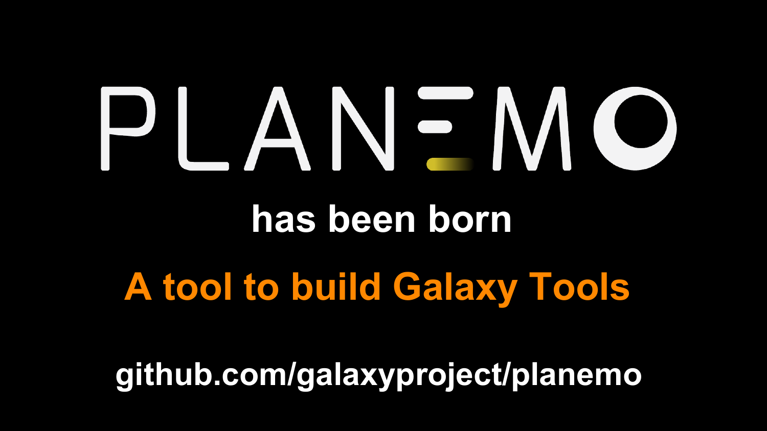# PLANEMO

## has been born

## A tool to build Galaxy Tools

**github.com/galaxyproject/planemo**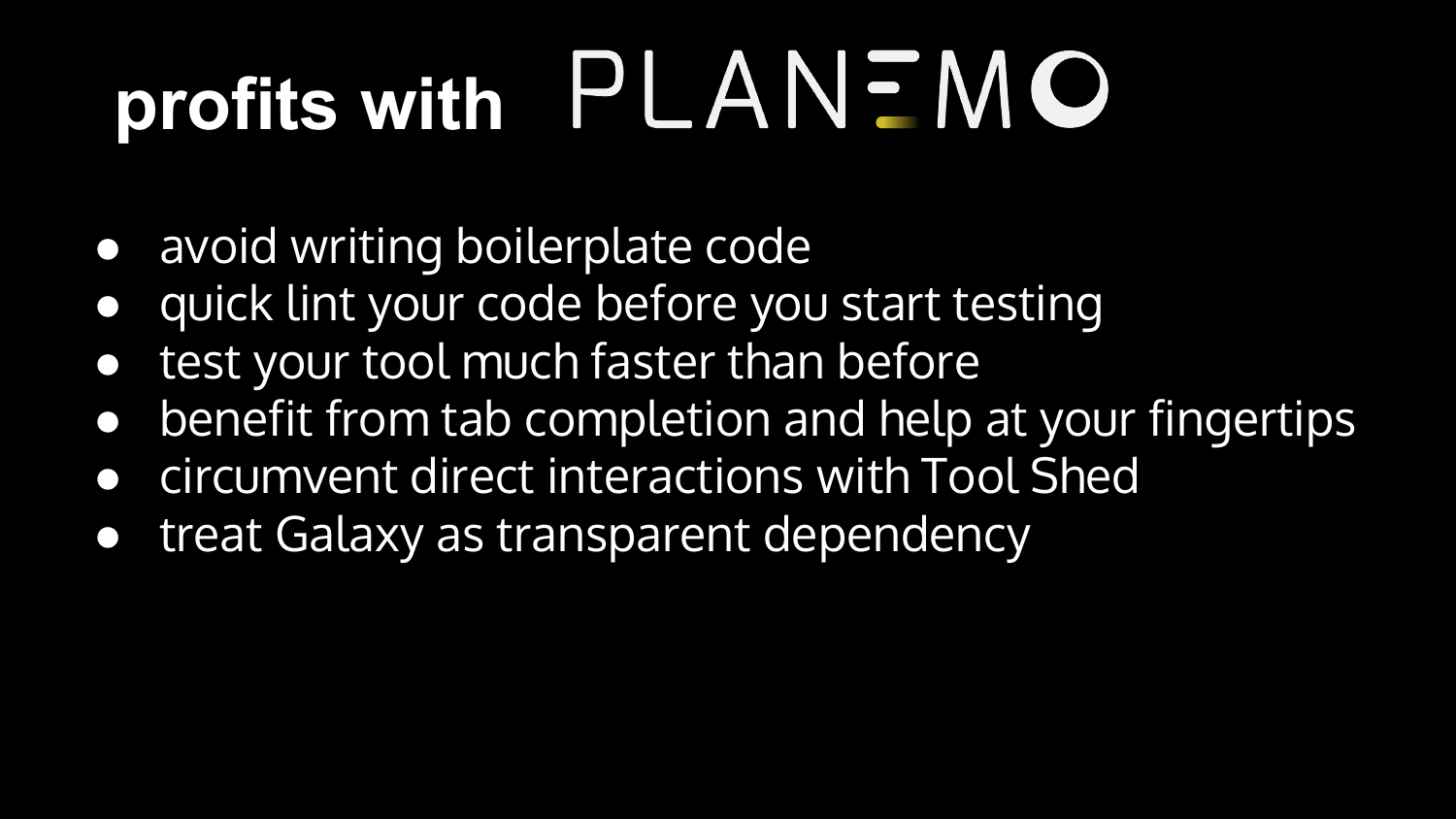# profits with PLANEMO

- avoid writing boilerplate code
- quick lint your code before you start testing
- test your tool much faster than before
- benefit from tab completion and help at your fingertips
- circumvent direct interactions with Tool Shed
- treat Galaxy as transparent dependency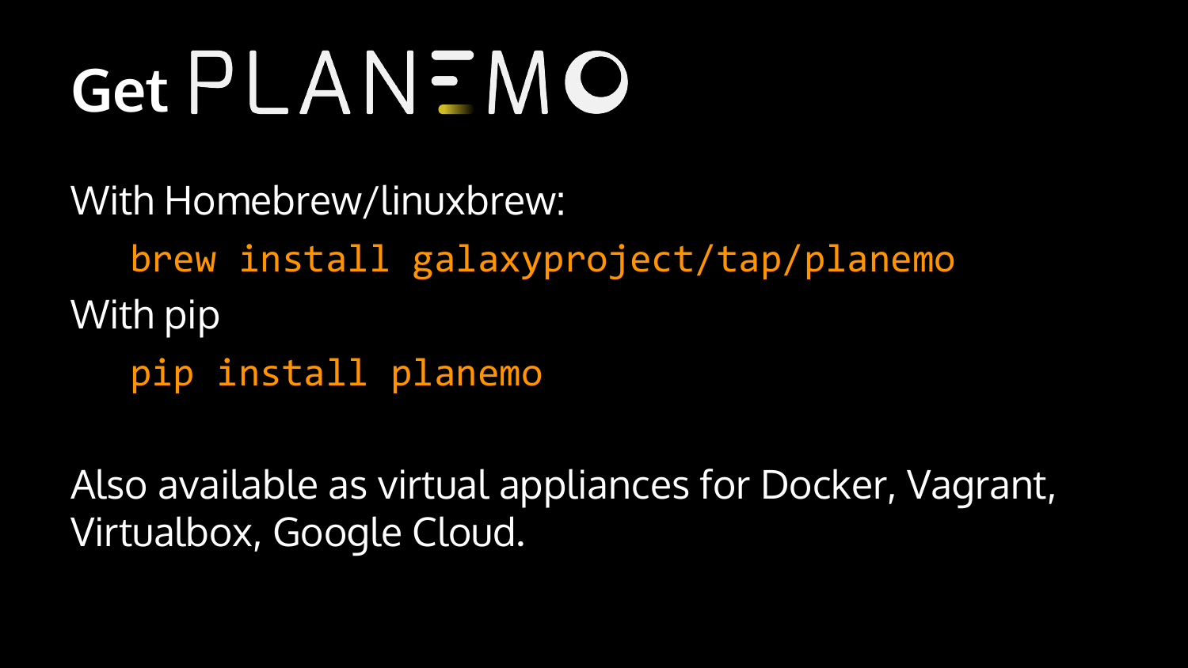# Get PLANEMO

With Homebrew/linuxbrew:

```
brew install galaxyproject/tap/planemo
```

With pip

```
pip install planemo
```

Also available as virtual appliances for Docker, Vagrant, Virtualbox, Google Cloud.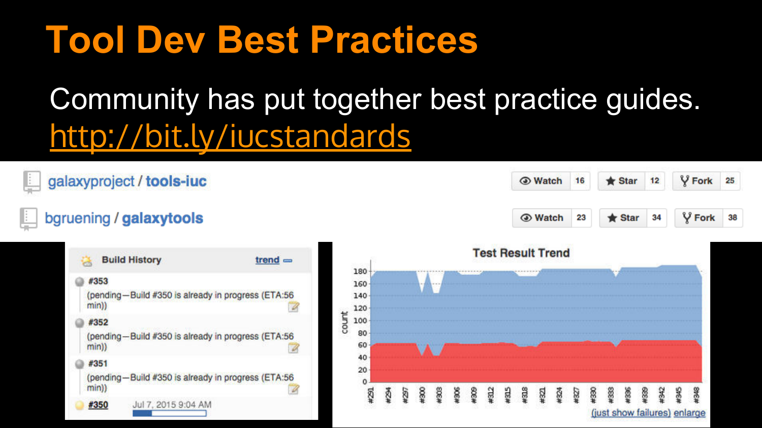# Tool Dev Best Practices

Community has put together best practice guides.
http://bit.ly/iucstandards

galaxyproject / **tools-iuc** — Watch 16 · Star 12 · Fork 25

bgruening / **galaxytools** — Watch 23 · Star 34 · Fork 38

**Build History** trend

- #353 (pending—Build #350 is already in progress (ETA:56 min))
- #352 (pending—Build #350 is already in progress (ETA:56 min))
- #351 (pending—Build #350 is already in progress (ETA:56 min))
- #350 Jul 7, 2015 9:04 AM

**Test Result Trend**

(just show failures) enlarge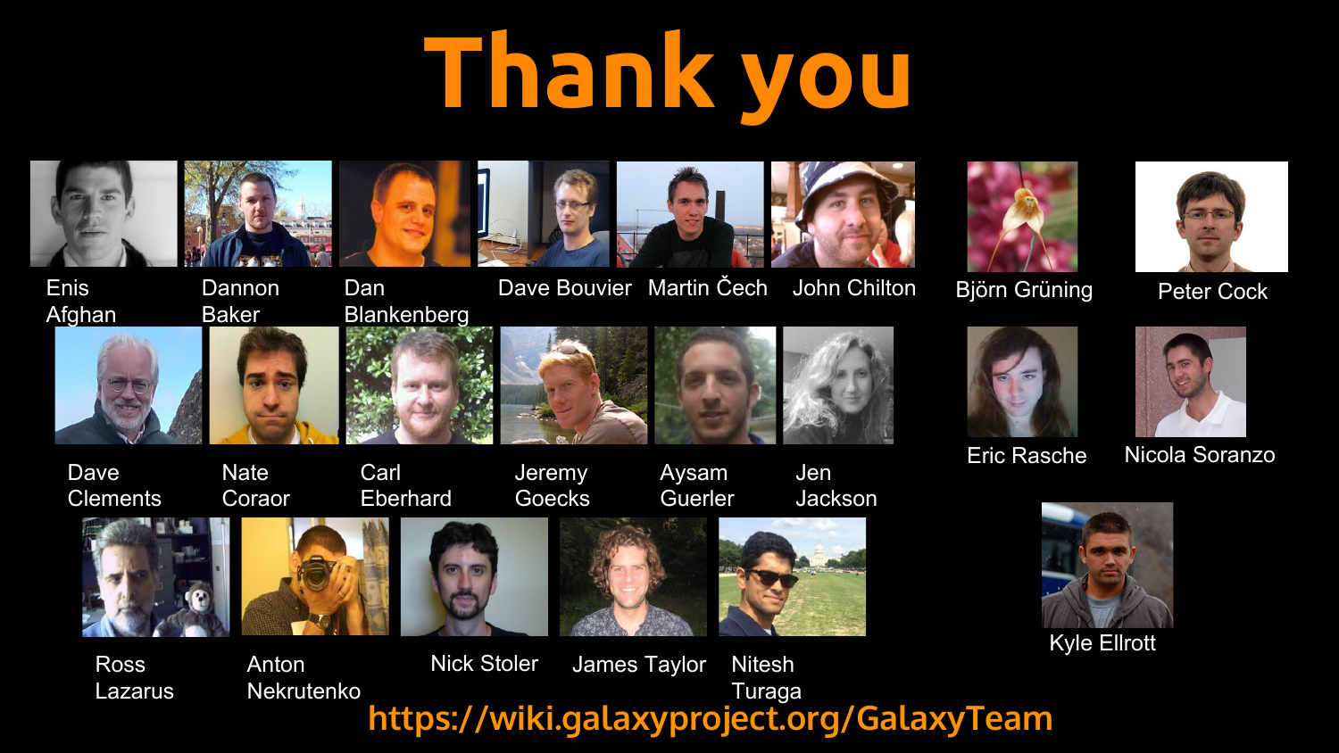# Thank you

Enis Afghan

Dannon Baker

Dan Blankenberg

Dave Bouvier

Martin Čech

John Chilton

Björn Grüning

Peter Cock

Dave Clements

Nate Coraor

Carl Eberhard

Jeremy Goecks

Aysam Guerler

Jen Jackson

Eric Rasche

Nicola Soranzo

Ross Lazarus

Anton Nekrutenko

Nick Stoler

James Taylor

Nitesh Turaga

Kyle Ellrott

https://wiki.galaxyproject.org/GalaxyTeam